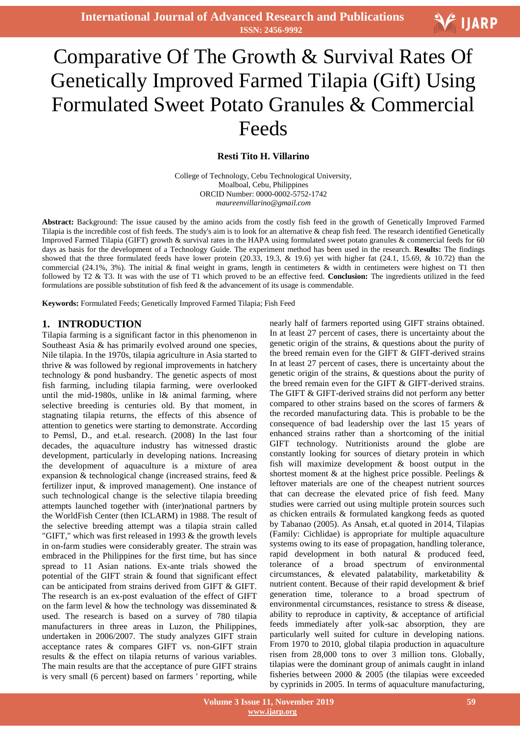# Comparative Of The Growth & Survival Rates Of Genetically Improved Farmed Tilapia (Gift) Using Formulated Sweet Potato Granules & Commercial Feeds

**Resti Tito H. Villarino**

College of Technology, Cebu Technological University,
Moalboal, Cebu, Philippines
ORCID Number: 0000-0002-5752-1742
*maureenvillarino@gmail.com*

**Abstract:** Background: The issue caused by the amino acids from the costly fish feed in the growth of Genetically Improved Farmed Tilapia is the incredible cost of fish feeds. The study's aim is to look for an alternative & cheap fish feed. The research identified Genetically Improved Farmed Tilapia (GIFT) growth & survival rates in the HAPA using formulated sweet potato granules & commercial feeds for 60 days as basis for the development of a Technology Guide. The experiment method has been used in the research. **Results:** The findings showed that the three formulated feeds have lower protein (20.33, 19.3, & 19.6) yet with higher fat (24.1, 15.69, & 10.72) than the commercial (24.1%, 3%). The initial & final weight in grams, length in centimeters & width in centimeters were highest on T1 then followed by T2 & T3. It was with the use of T1 which proved to be an effective feed. **Conclusion:** The ingredients utilized in the feed formulations are possible substitution of fish feed & the advancement of its usage is commendable.

**Keywords:** Formulated Feeds; Genetically Improved Farmed Tilapia; Fish Feed

## 1. INTRODUCTION

Tilapia farming is a significant factor in this phenomenon in Southeast Asia & has primarily evolved around one species, Nile tilapia. In the 1970s, tilapia agriculture in Asia started to thrive & was followed by regional improvements in hatchery technology & pond husbandry. The genetic aspects of most fish farming, including tilapia farming, were overlooked until the mid-1980s, unlike in l& animal farming, where selective breeding is centuries old. By that moment, in stagnating tilapia returns, the effects of this absence of attention to genetics were starting to demonstrate. According to Pemsl, D., and et.al. research. (2008) In the last four decades, the aquaculture industry has witnessed drastic development, particularly in developing nations. Increasing the development of aquaculture is a mixture of area expansion & technological change (increased strains, feed & fertilizer input, & improved management). One instance of such technological change is the selective tilapia breeding attempts launched together with (inter)national partners by the WorldFish Center (then ICLARM) in 1988. The result of the selective breeding attempt was a tilapia strain called "GIFT," which was first released in 1993 & the growth levels in on-farm studies were considerably greater. The strain was embraced in the Philippines for the first time, but has since spread to 11 Asian nations. Ex-ante trials showed the potential of the GIFT strain & found that significant effect can be anticipated from strains derived from GIFT & GIFT. The research is an ex-post evaluation of the effect of GIFT on the farm level & how the technology was disseminated & used. The research is based on a survey of 780 tilapia manufacturers in three areas in Luzon, the Philippines, undertaken in 2006/2007. The study analyzes GIFT strain acceptance rates & compares GIFT vs. non-GIFT strain results & the effect on tilapia returns of various variables. The main results are that the acceptance of pure GIFT strains is very small (6 percent) based on farmers ' reporting, while nearly half of farmers reported using GIFT strains obtained. In at least 27 percent of cases, there is uncertainty about the genetic origin of the strains, & questions about the purity of the breed remain even for the GIFT & GIFT-derived strains In at least 27 percent of cases, there is uncertainty about the genetic origin of the strains, & questions about the purity of the breed remain even for the GIFT & GIFT-derived strains. The GIFT & GIFT-derived strains did not perform any better compared to other strains based on the scores of farmers & the recorded manufacturing data. This is probable to be the consequence of bad leadership over the last 15 years of enhanced strains rather than a shortcoming of the initial GIFT technology. Nutritionists around the globe are constantly looking for sources of dietary protein in which fish will maximize development & boost output in the shortest moment & at the highest price possible. Peelings & leftover materials are one of the cheapest nutrient sources that can decrease the elevated price of fish feed. Many studies were carried out using multiple protein sources such as chicken entrails & formulated kangkong feeds as quoted by Tabanao (2005). As Ansah, et.al quoted in 2014, Tilapias (Family: Cichlidae) is appropriate for multiple aquaculture systems owing to its ease of propagation, handling tolerance, rapid development in both natural & produced feed, tolerance of a broad spectrum of environmental circumstances, & elevated palatability, marketability & nutrient content. Because of their rapid development & brief generation time, tolerance to a broad spectrum of environmental circumstances, resistance to stress & disease, ability to reproduce in captivity, & acceptance of artificial feeds immediately after yolk-sac absorption, they are particularly well suited for culture in developing nations. From 1970 to 2010, global tilapia production in aquaculture risen from 28,000 tons to over 3 million tons. Globally, tilapias were the dominant group of animals caught in inland fisheries between 2000 & 2005 (the tilapias were exceeded by cyprinids in 2005. In terms of aquaculture manufacturing,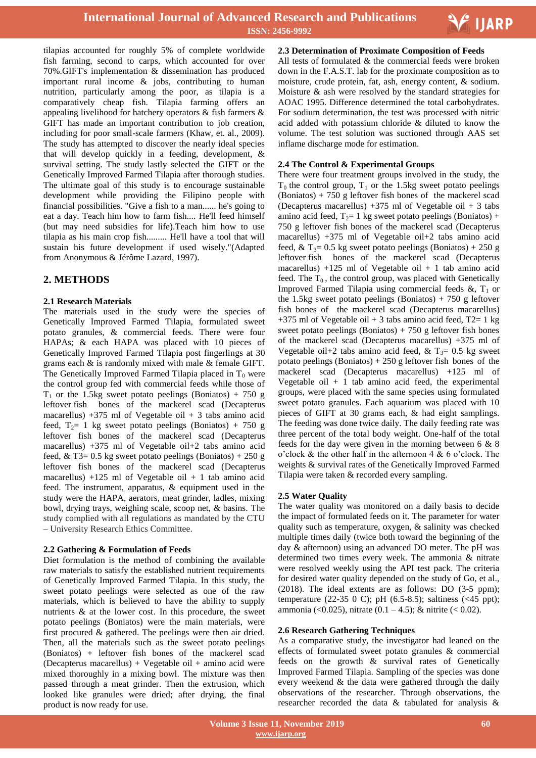tilapias accounted for roughly 5% of complete worldwide fish farming, second to carps, which accounted for over 70%.GIFT's implementation & dissemination has produced important rural income & jobs, contributing to human nutrition, particularly among the poor, as tilapia is a comparatively cheap fish. Tilapia farming offers an appealing livelihood for hatchery operators & fish farmers & GIFT has made an important contribution to job creation, including for poor small-scale farmers (Khaw, et. al., 2009). The study has attempted to discover the nearly ideal species that will develop quickly in a feeding, development, & survival setting. The study lastly selected the GIFT or the Genetically Improved Farmed Tilapia after thorough studies. The ultimate goal of this study is to encourage sustainable development while providing the Filipino people with financial possibilities. "Give a fish to a man...... he's going to eat a a day. Teach him how to farm fish.... He'll feed himself (but may need subsidies for life).Teach him how to use tilapia as his main crop fish......... He'll have a tool that will sustain his future development if used wisely."(Adapted from Anonymous & Jérôme Lazard, 1997).

## 2. METHODS

### 2.1 Research Materials

The materials used in the study were the species of Genetically Improved Farmed Tilapia, formulated sweet potato granules, & commercial feeds. There were four HAPAs; & each HAPA was placed with 10 pieces of Genetically Improved Farmed Tilapia post fingerlings at 30 grams each & is randomly mixed with male & female GIFT. The Genetically Improved Farmed Tilapia placed in $T_0$ were the control group fed with commercial feeds while those of $T_1$ or the 1.5kg sweet potato peelings (Boniatos) + 750 g leftover fish bones of the mackerel scad (Decapterus macarellus) +375 ml of Vegetable oil + 3 tabs amino acid feed, $T_2$= 1 kg sweet potato peelings (Boniatos) + 750 g leftover fish bones of the mackerel scad (Decapterus macarellus) +375 ml of Vegetable oil+2 tabs amino acid feed, & T3= 0.5 kg sweet potato peelings (Boniatos) + 250 g leftover fish bones of the mackerel scad (Decapterus macarellus) +125 ml of Vegetable oil + 1 tab amino acid feed. The instrument, apparatus, & equipment used in the study were the HAPA, aerators, meat grinder, ladles, mixing bowl, drying trays, weighing scale, scoop net, & basins. The study complied with all regulations as mandated by the CTU – University Research Ethics Committee.

### 2.2 Gathering & Formulation of Feeds

Diet formulation is the method of combining the available raw materials to satisfy the established nutrient requirements of Genetically Improved Farmed Tilapia. In this study, the sweet potato peelings were selected as one of the raw materials, which is believed to have the ability to supply nutrients & at the lower cost. In this procedure, the sweet potato peelings (Boniatos) were the main materials, were first procured & gathered. The peelings were then air dried. Then, all the materials such as the sweet potato peelings (Boniatos) + leftover fish bones of the mackerel scad (Decapterus macarellus) + Vegetable oil + amino acid were mixed thoroughly in a mixing bowl. The mixture was then passed through a meat grinder. Then the extrusion, which looked like granules were dried; after drying, the final product is now ready for use.

### 2.3 Determination of Proximate Composition of Feeds

All tests of formulated & the commercial feeds were broken down in the F.A.S.T. lab for the proximate composition as to moisture, crude protein, fat, ash, energy content, & sodium. Moisture & ash were resolved by the standard strategies for AOAC 1995. Difference determined the total carbohydrates. For sodium determination, the test was processed with nitric acid added with potassium chloride & diluted to know the volume. The test solution was suctioned through AAS set inflame discharge mode for estimation.

### 2.4 The Control & Experimental Groups

There were four treatment groups involved in the study, the $T_0$ the control group, $T_1$ or the 1.5kg sweet potato peelings (Boniatos) + 750 g leftover fish bones of the mackerel scad (Decapterus macarellus) +375 ml of Vegetable oil + 3 tabs amino acid feed, $T_2$= 1 kg sweet potato peelings (Boniatos) + 750 g leftover fish bones of the mackerel scad (Decapterus macarellus) +375 ml of Vegetable oil+2 tabs amino acid feed, & $T_3$= 0.5 kg sweet potato peelings (Boniatos) + 250 g leftover fish bones of the mackerel scad (Decapterus macarellus) +125 ml of Vegetable oil + 1 tab amino acid feed. The $T_0$ , the control group, was placed with Genetically Improved Farmed Tilapia using commercial feeds &, $T_1$ or the 1.5kg sweet potato peelings (Boniatos) + 750 g leftover fish bones of the mackerel scad (Decapterus macarellus) +375 ml of Vegetable oil + 3 tabs amino acid feed, T2= 1 kg sweet potato peelings (Boniatos) + 750 g leftover fish bones of the mackerel scad (Decapterus macarellus) +375 ml of Vegetable oil+2 tabs amino acid feed, & $T_3$= 0.5 kg sweet potato peelings (Boniatos) + 250 g leftover fish bones of the mackerel scad (Decapterus macarellus) +125 ml of Vegetable oil + 1 tab amino acid feed, the experimental groups, were placed with the same species using formulated sweet potato granules. Each aquarium was placed with 10 pieces of GIFT at 30 grams each, & had eight samplings. The feeding was done twice daily. The daily feeding rate was three percent of the total body weight. One-half of the total feeds for the day were given in the morning between 6 & 8 o'clock & the other half in the afternoon 4 & 6 o'clock. The weights & survival rates of the Genetically Improved Farmed Tilapia were taken & recorded every sampling.

### 2.5 Water Quality

The water quality was monitored on a daily basis to decide the impact of formulated feeds on it. The parameter for water quality such as temperature, oxygen, & salinity was checked multiple times daily (twice both toward the beginning of the day & afternoon) using an advanced DO meter. The pH was determined two times every week. The ammonia & nitrate were resolved weekly using the API test pack. The criteria for desired water quality depended on the study of Go, et al., (2018). The ideal extents are as follows: DO (3-5 ppm); temperature (22-35 0 C); pH (6.5-8.5); saltiness (<45 ppt); ammonia (<0.025), nitrate (0.1 – 4.5); & nitrite (< 0.02).

### 2.6 Research Gathering Techniques

As a comparative study, the investigator had leaned on the effects of formulated sweet potato granules & commercial feeds on the growth & survival rates of Genetically Improved Farmed Tilapia. Sampling of the species was done every weekend & the data were gathered through the daily observations of the researcher. Through observations, the researcher recorded the data & tabulated for analysis &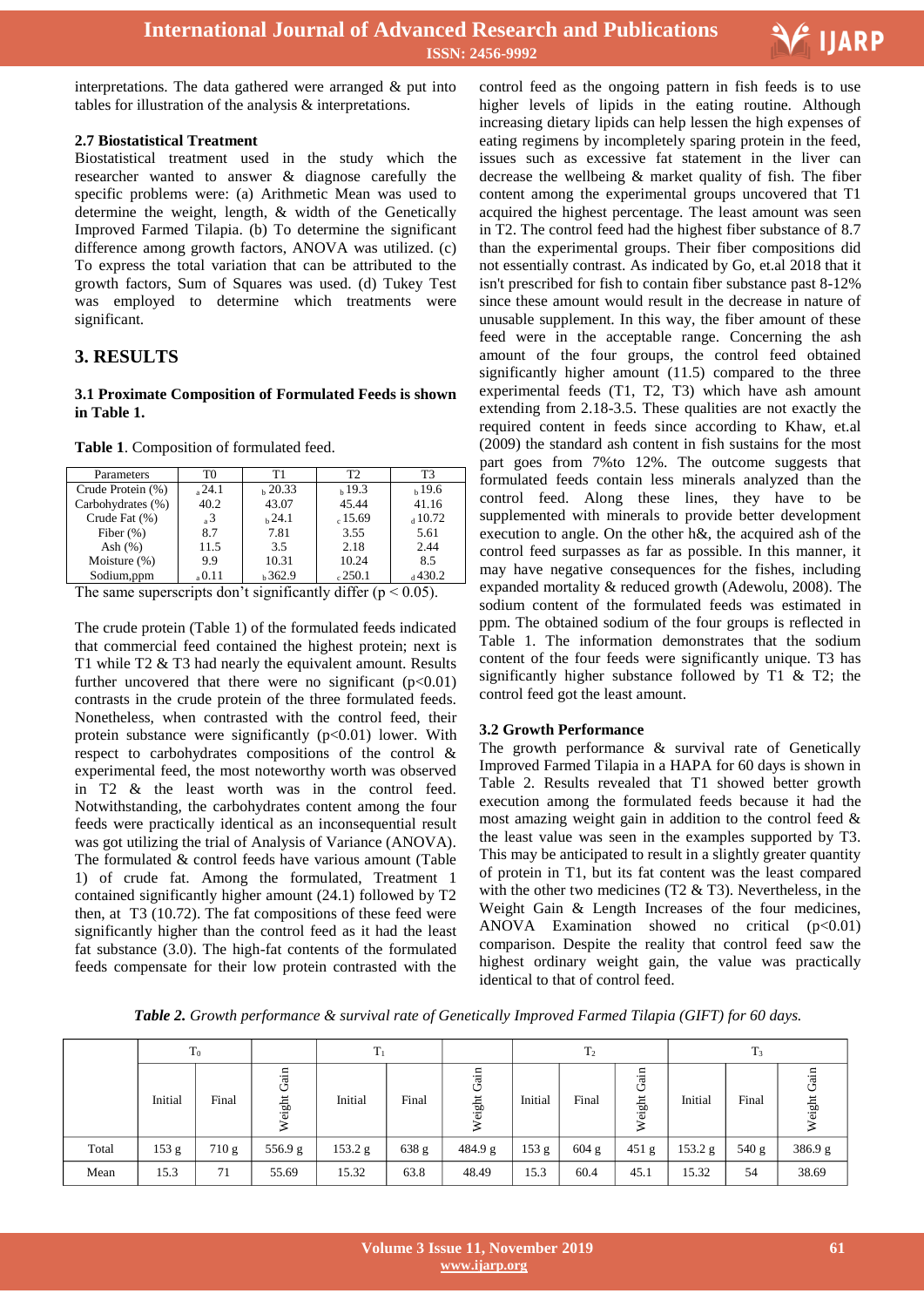interpretations. The data gathered were arranged & put into tables for illustration of the analysis & interpretations.

### 2.7 Biostatistical Treatment

Biostatistical treatment used in the study which the researcher wanted to answer & diagnose carefully the specific problems were: (a) Arithmetic Mean was used to determine the weight, length, & width of the Genetically Improved Farmed Tilapia. (b) To determine the significant difference among growth factors, ANOVA was utilized. (c) To express the total variation that can be attributed to the growth factors, Sum of Squares was used. (d) Tukey Test was employed to determine which treatments were significant.

## 3. RESULTS

### 3.1 Proximate Composition of Formulated Feeds is shown in Table 1.

**Table 1**. Composition of formulated feed.

| Parameters | T0 | T1 | T2 | T3 |
|---|---|---|---|---|
| Crude Protein (%) | $_a$24.1 | $_b$20.33 | $_b$19.3 | $_b$19.6 |
| Carbohydrates (%) | 40.2 | 43.07 | 45.44 | 41.16 |
| Crude Fat (%) | $_a$3 | $_b$24.1 | $_c$15.69 | $_d$10.72 |
| Fiber (%) | 8.7 | 7.81 | 3.55 | 5.61 |
| Ash (%) | 11.5 | 3.5 | 2.18 | 2.44 |
| Moisture (%) | 9.9 | 10.31 | 10.24 | 8.5 |
| Sodium,ppm | $_a$0.11 | $_b$362.9 | $_c$250.1 | $_d$430.2 |

The same superscripts don't significantly differ ($p < 0.05$).

The crude protein (Table 1) of the formulated feeds indicated that commercial feed contained the highest protein; next is T1 while T2 & T3 had nearly the equivalent amount. Results further uncovered that there were no significant ($p<0.01$) contrasts in the crude protein of the three formulated feeds. Nonetheless, when contrasted with the control feed, their protein substance were significantly ($p<0.01$) lower. With respect to carbohydrates compositions of the control & experimental feed, the most noteworthy worth was observed in T2 & the least worth was in the control feed. Notwithstanding, the carbohydrates content among the four feeds were practically identical as an inconsequential result was got utilizing the trial of Analysis of Variance (ANOVA). The formulated & control feeds have various amount (Table 1) of crude fat. Among the formulated, Treatment 1 contained significantly higher amount (24.1) followed by T2 then, at T3 (10.72). The fat compositions of these feed were significantly higher than the control feed as it had the least fat substance (3.0). The high-fat contents of the formulated feeds compensate for their low protein contrasted with the control feed as the ongoing pattern in fish feeds is to use higher levels of lipids in the eating routine. Although increasing dietary lipids can help lessen the high expenses of eating regimens by incompletely sparing protein in the feed, issues such as excessive fat statement in the liver can decrease the wellbeing & market quality of fish. The fiber content among the experimental groups uncovered that T1 acquired the highest percentage. The least amount was seen in T2. The control feed had the highest fiber substance of 8.7 than the experimental groups. Their fiber compositions did not essentially contrast. As indicated by Go, et.al 2018 that it isn't prescribed for fish to contain fiber substance past 8-12% since these amount would result in the decrease in nature of unusable supplement. In this way, the fiber amount of these feed were in the acceptable range. Concerning the ash amount of the four groups, the control feed obtained significantly higher amount (11.5) compared to the three experimental feeds (T1, T2, T3) which have ash amount extending from 2.18-3.5. These qualities are not exactly the required content in feeds since according to Khaw, et.al (2009) the standard ash content in fish sustains for the most part goes from 7%to 12%. The outcome suggests that formulated feeds contain less minerals analyzed than the control feed. Along these lines, they have to be supplemented with minerals to provide better development execution to angle. On the other h&, the acquired ash of the control feed surpasses as far as possible. In this manner, it may have negative consequences for the fishes, including expanded mortality & reduced growth (Adewolu, 2008). The sodium content of the formulated feeds was estimated in ppm. The obtained sodium of the four groups is reflected in Table 1. The information demonstrates that the sodium content of the four feeds were significantly unique. T3 has significantly higher substance followed by T1 & T2; the control feed got the least amount.

### 3.2 Growth Performance

The growth performance & survival rate of Genetically Improved Farmed Tilapia in a HAPA for 60 days is shown in Table 2. Results revealed that T1 showed better growth execution among the formulated feeds because it had the most amazing weight gain in addition to the control feed & the least value was seen in the examples supported by T3. This may be anticipated to result in a slightly greater quantity of protein in T1, but its fat content was the least compared with the other two medicines (T2 & T3). Nevertheless, in the Weight Gain & Length Increases of the four medicines, ANOVA Examination showed no critical ($p<0.01$) comparison. Despite the reality that control feed saw the highest ordinary weight gain, the value was practically identical to that of control feed.

***Table 2.*** *Growth performance & survival rate of Genetically Improved Farmed Tilapia (GIFT) for 60 days.*

| | $T_0$ | | | $T_1$ | | | $T_2$ | | | $T_3$ | | |
|---|---|---|---|---|---|---|---|---|---|---|---|---|
| | Initial | Final | Weight Gain | Initial | Final | Weight Gain | Initial | Final | Weight Gain | Initial | Final | Weight Gain |
| Total | 153 g | 710 g | 556.9 g | 153.2 g | 638 g | 484.9 g | 153 g | 604 g | 451 g | 153.2 g | 540 g | 386.9 g |
| Mean | 15.3 | 71 | 55.69 | 15.32 | 63.8 | 48.49 | 15.3 | 60.4 | 45.1 | 15.32 | 54 | 38.69 |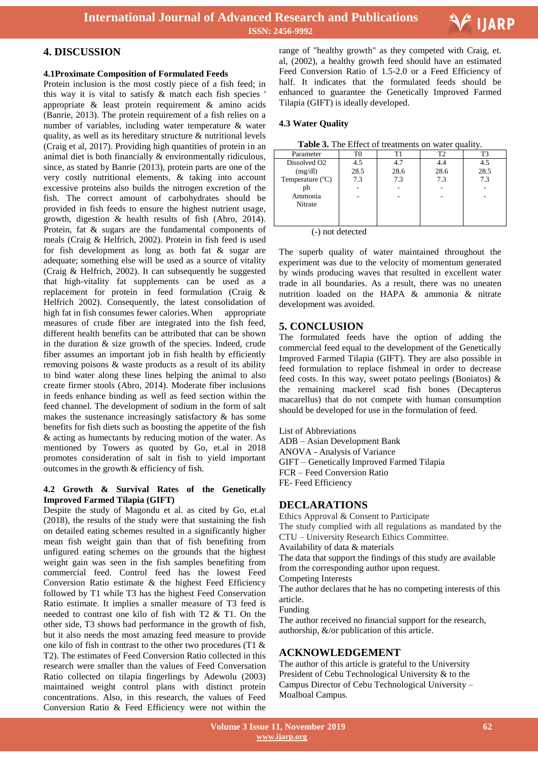## 4. DISCUSSION

### 4.1Proximate Composition of Formulated Feeds

Protein inclusion is the most costly piece of a fish feed; in this way it is vital to satisfy & match each fish species ' appropriate & least protein requirement & amino acids (Banrie, 2013). The protein requirement of a fish relies on a number of variables, including water temperature & water quality, as well as its hereditary structure & nutritional levels (Craig et al, 2017). Providing high quantities of protein in an animal diet is both financially & environmentally ridiculous, since, as stated by Banrie (2013), protein parts are one of the very costly nutritional elements, & taking into account excessive proteins also builds the nitrogen excretion of the fish. The correct amount of carbohydrates should be provided in fish feeds to ensure the highest nutrient usage, growth, digestion & health results of fish (Abro, 2014). Protein, fat & sugars are the fundamental components of meals (Craig & Helfrich, 2002). Protein in fish feed is used for fish development as long as both fat & sugar are adequate; something else will be used as a source of vitality (Craig & Helfrich, 2002). It can subsequently be suggested that high-vitality fat supplements can be used as a replacement for protein in feed formulation (Craig & Helfrich 2002). Consequently, the latest consolidation of high fat in fish consumes fewer calories. When appropriate measures of crude fiber are integrated into the fish feed, different health benefits can be attributed that can be shown in the duration & size growth of the species. Indeed, crude fiber assumes an important job in fish health by efficiently removing poisons & waste products as a result of its ability to bind water along these lines helping the animal to also create firmer stools (Abro, 2014). Moderate fiber inclusions in feeds enhance binding as well as feed section within the feed channel. The development of sodium in the form of salt makes the sustenance increasingly satisfactory & has some benefits for fish diets such as boosting the appetite of the fish & acting as humectants by reducing motion of the water. As mentioned by Towers as quoted by Go, et.al in 2018 promotes consideration of salt in fish to yield important outcomes in the growth & efficiency of fish.

### 4.2 Growth & Survival Rates of the Genetically Improved Farmed Tilapia (GIFT)

Despite the study of Magondu et al. as cited by Go, et.al (2018), the results of the study were that sustaining the fish on detailed eating schemes resulted in a significantly higher mean fish weight gain than that of fish benefiting from unfigured eating schemes on the grounds that the highest weight gain was seen in the fish samples benefiting from commercial feed. Control feed has the lowest Feed Conversion Ratio estimate & the highest Feed Efficiency followed by T1 while T3 has the highest Feed Conservation Ratio estimate. It implies a smaller measure of T3 feed is needed to contrast one kilo of fish with T2 & T1. On the other side, T3 shows bad performance in the growth of fish, but it also needs the most amazing feed measure to provide one kilo of fish in contrast to the other two procedures (T1 & T2). The estimates of Feed Conversion Ratio collected in this research were smaller than the values of Feed Conversation Ratio collected on tilapia fingerlings by Adewolu (2003) maintained weight control plans with distinct protein concentrations. Also, in this research, the values of Feed Conversion Ratio & Feed Efficiency were not within the range of "healthy growth" as they competed with Craig, et. al, (2002), a healthy growth feed should have an estimated Feed Conversion Ratio of 1.5-2.0 or a Feed Efficiency of half. It indicates that the formulated feeds should be enhanced to guarantee the Genetically Improved Farmed Tilapia (GIFT) is ideally developed.

### 4.3 Water Quality

**Table 3.** The Effect of treatments on water quality.

| Parameter | T0 | T1 | T2 | T3 |
|---|---|---|---|---|
| Dissolved O2 (mg/dl) | 4.5 | 4.7 | 4.4 | 4.5 |
| Temperature (°C) | 28.5 | 28.6 | 28.6 | 28.5 |
| ph | 7.3 | 7.3 | 7.3 | 7.3 |
| Ammonia | - | - | - | - |
| Nitrate | - | - | - | - |

(-) not detected

The superb quality of water maintained throughout the experiment was due to the velocity of momentum generated by winds producing waves that resulted in excellent water trade in all boundaries. As a result, there was no uneaten nutrition loaded on the HAPA & ammonia & nitrate development was avoided.

## 5. CONCLUSION

The formulated feeds have the option of adding the commercial feed equal to the development of the Genetically Improved Farmed Tilapia (GIFT). They are also possible in feed formulation to replace fishmeal in order to decrease feed costs. In this way, sweet potato peelings (Boniatos) & the remaining mackerel scad fish bones (Decapterus macarellus) that do not compete with human consumption should be developed for use in the formulation of feed.

List of Abbreviations
ADB – Asian Development Bank
ANOVA - Analysis of Variance
GIFT – Genetically Improved Farmed Tilapia
FCR – Feed Conversion Ratio
FE- Feed Efficiency

## DECLARATIONS

Ethics Approval & Consent to Participate
The study complied with all regulations as mandated by the CTU – University Research Ethics Committee.
Availability of data & materials
The data that support the findings of this study are available from the corresponding author upon request.
Competing Interests
The author declares that he has no competing interests of this article.
Funding
The author received no financial support for the research, authorship, &/or publication of this article.

## ACKNOWLEDGEMENT

The author of this article is grateful to the University President of Cebu Technological University & to the Campus Director of Cebu Technological University – Moalboal Campus.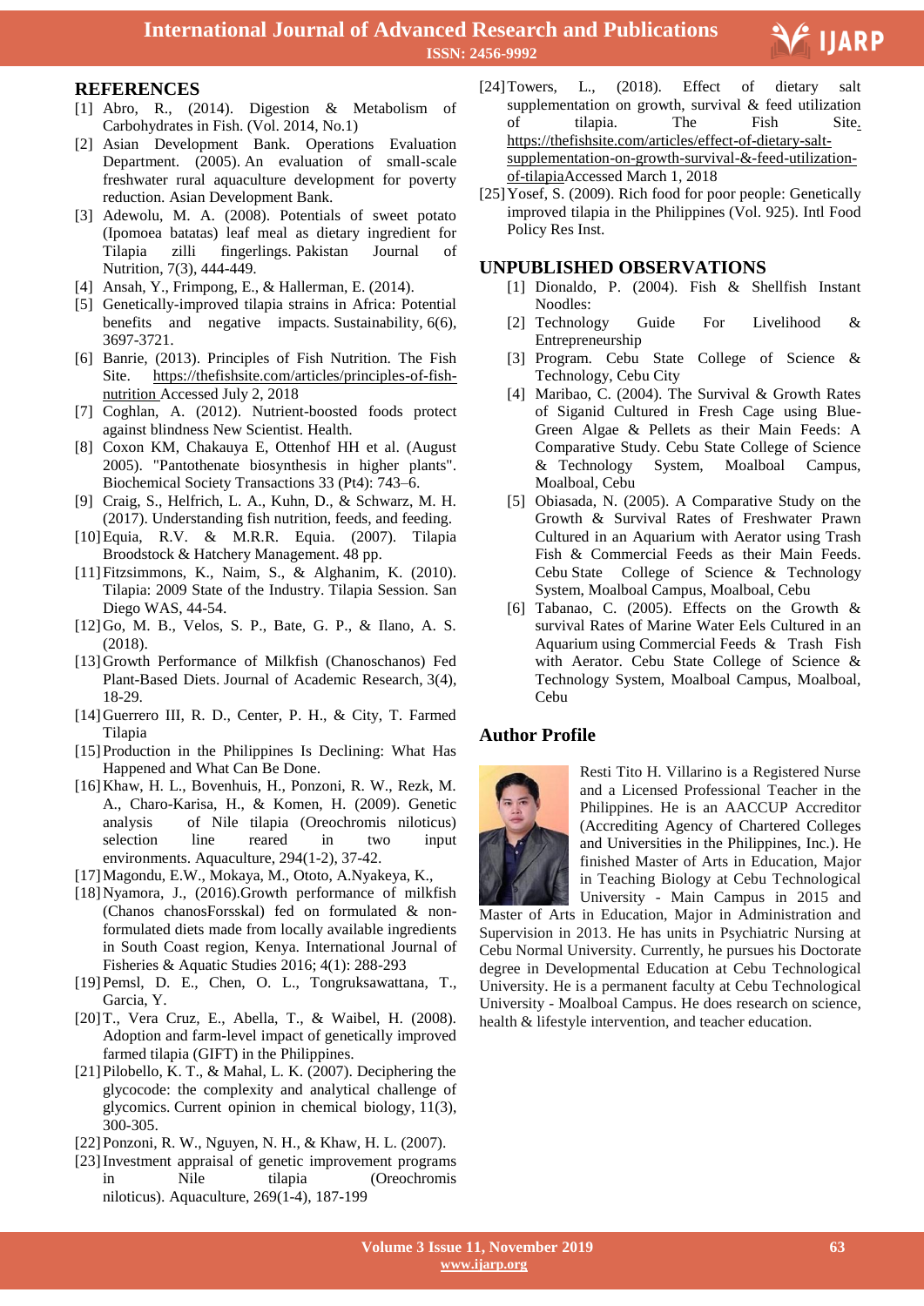## REFERENCES

[1] Abro, R., (2014). Digestion & Metabolism of Carbohydrates in Fish. (Vol. 2014, No.1)

[2] Asian Development Bank. Operations Evaluation Department. (2005). An evaluation of small-scale freshwater rural aquaculture development for poverty reduction. Asian Development Bank.

[3] Adewolu, M. A. (2008). Potentials of sweet potato (Ipomoea batatas) leaf meal as dietary ingredient for Tilapia zilli fingerlings. Pakistan Journal of Nutrition, 7(3), 444-449.

[4] Ansah, Y., Frimpong, E., & Hallerman, E. (2014).

[5] Genetically-improved tilapia strains in Africa: Potential benefits and negative impacts. Sustainability, 6(6), 3697-3721.

[6] Banrie, (2013). Principles of Fish Nutrition. The Fish Site. https://thefishsite.com/articles/principles-of-fish-nutrition Accessed July 2, 2018

[7] Coghlan, A. (2012). Nutrient-boosted foods protect against blindness New Scientist. Health.

[8] Coxon KM, Chakauya E, Ottenhof HH et al. (August 2005). "Pantothenate biosynthesis in higher plants". Biochemical Society Transactions 33 (Pt4): 743–6.

[9] Craig, S., Helfrich, L. A., Kuhn, D., & Schwarz, M. H. (2017). Understanding fish nutrition, feeds, and feeding.

[10] Equia, R.V. & M.R.R. Equia. (2007). Tilapia Broodstock & Hatchery Management. 48 pp.

[11] Fitzsimmons, K., Naim, S., & Alghanim, K. (2010). Tilapia: 2009 State of the Industry. Tilapia Session. San Diego WAS, 44-54.

[12] Go, M. B., Velos, S. P., Bate, G. P., & Ilano, A. S. (2018).

[13] Growth Performance of Milkfish (Chanoschanos) Fed Plant-Based Diets. Journal of Academic Research, 3(4), 18-29.

[14] Guerrero III, R. D., Center, P. H., & City, T. Farmed Tilapia

[15] Production in the Philippines Is Declining: What Has Happened and What Can Be Done.

[16] Khaw, H. L., Bovenhuis, H., Ponzoni, R. W., Rezk, M. A., Charo-Karisa, H., & Komen, H. (2009). Genetic analysis of Nile tilapia (Oreochromis niloticus) selection line reared in two input environments. Aquaculture, 294(1-2), 37-42.

[17] Magondu, E.W., Mokaya, M., Ototo, A.Nyakeya, K.,

[18] Nyamora, J., (2016).Growth performance of milkfish (Chanos chanosForsskal) fed on formulated & non-formulated diets made from locally available ingredients in South Coast region, Kenya. International Journal of Fisheries & Aquatic Studies 2016; 4(1): 288-293

[19] Pemsl, D. E., Chen, O. L., Tongruksawattana, T., Garcia, Y.

[20] T., Vera Cruz, E., Abella, T., & Waibel, H. (2008). Adoption and farm-level impact of genetically improved farmed tilapia (GIFT) in the Philippines.

[21] Pilobello, K. T., & Mahal, L. K. (2007). Deciphering the glycocode: the complexity and analytical challenge of glycomics. Current opinion in chemical biology, 11(3), 300-305.

[22] Ponzoni, R. W., Nguyen, N. H., & Khaw, H. L. (2007).

[23] Investment appraisal of genetic improvement programs in Nile tilapia (Oreochromis niloticus). Aquaculture, 269(1-4), 187-199

[24] Towers, L., (2018). Effect of dietary salt supplementation on growth, survival & feed utilization of tilapia. The Fish Site. https://thefishsite.com/articles/effect-of-dietary-salt-supplementation-on-growth-survival-&-feed-utilization-of-tilapiaAccessed March 1, 2018

[25] Yosef, S. (2009). Rich food for poor people: Genetically improved tilapia in the Philippines (Vol. 925). Intl Food Policy Res Inst.

## UNPUBLISHED OBSERVATIONS

[1] Dionaldo, P. (2004). Fish & Shellfish Instant Noodles:

[2] Technology Guide For Livelihood & Entrepreneurship

[3] Program. Cebu State College of Science & Technology, Cebu City

[4] Maribao, C. (2004). The Survival & Growth Rates of Siganid Cultured in Fresh Cage using Blue-Green Algae & Pellets as their Main Feeds: A Comparative Study. Cebu State College of Science & Technology System, Moalboal Campus, Moalboal, Cebu

[5] Obiasada, N. (2005). A Comparative Study on the Growth & Survival Rates of Freshwater Prawn Cultured in an Aquarium with Aerator using Trash Fish & Commercial Feeds as their Main Feeds. Cebu State College of Science & Technology System, Moalboal Campus, Moalboal, Cebu

[6] Tabanao, C. (2005). Effects on the Growth & survival Rates of Marine Water Eels Cultured in an Aquarium using Commercial Feeds & Trash Fish with Aerator. Cebu State College of Science & Technology System, Moalboal Campus, Moalboal, Cebu

## Author Profile

Resti Tito H. Villarino is a Registered Nurse and a Licensed Professional Teacher in the Philippines. He is an AACCUP Accreditor (Accrediting Agency of Chartered Colleges and Universities in the Philippines, Inc.). He finished Master of Arts in Education, Major in Teaching Biology at Cebu Technological University - Main Campus in 2015 and Master of Arts in Education, Major in Administration and Supervision in 2013. He has units in Psychiatric Nursing at Cebu Normal University. Currently, he pursues his Doctorate degree in Developmental Education at Cebu Technological University. He is a permanent faculty at Cebu Technological University - Moalboal Campus. He does research on science, health & lifestyle intervention, and teacher education.